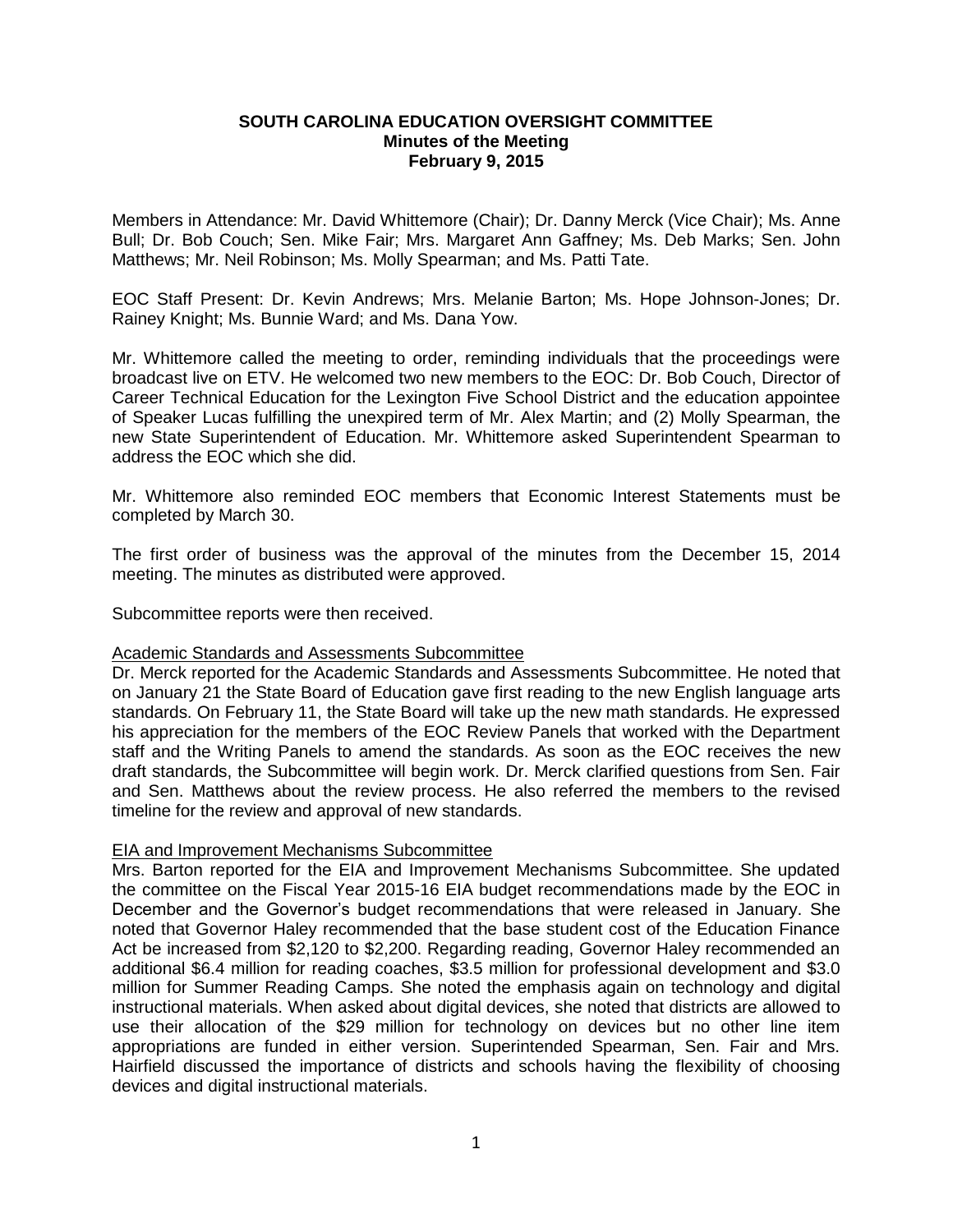**SOUTH CAROLINA EDUCATION OVERSIGHT COMMITTEE**
**Minutes of the Meeting**
**February 9, 2015**

Members in Attendance: Mr. David Whittemore (Chair); Dr. Danny Merck (Vice Chair); Ms. Anne Bull; Dr. Bob Couch; Sen. Mike Fair; Mrs. Margaret Ann Gaffney; Ms. Deb Marks; Sen. John Matthews; Mr. Neil Robinson; Ms. Molly Spearman; and Ms. Patti Tate.

EOC Staff Present: Dr. Kevin Andrews; Mrs. Melanie Barton; Ms. Hope Johnson-Jones; Dr. Rainey Knight; Ms. Bunnie Ward; and Ms. Dana Yow.

Mr. Whittemore called the meeting to order, reminding individuals that the proceedings were broadcast live on ETV. He welcomed two new members to the EOC: Dr. Bob Couch, Director of Career Technical Education for the Lexington Five School District and the education appointee of Speaker Lucas fulfilling the unexpired term of Mr. Alex Martin; and (2) Molly Spearman, the new State Superintendent of Education. Mr. Whittemore asked Superintendent Spearman to address the EOC which she did.

Mr. Whittemore also reminded EOC members that Economic Interest Statements must be completed by March 30.

The first order of business was the approval of the minutes from the December 15, 2014 meeting. The minutes as distributed were approved.

Subcommittee reports were then received.

<u>Academic Standards and Assessments Subcommittee</u>
Dr. Merck reported for the Academic Standards and Assessments Subcommittee. He noted that on January 21 the State Board of Education gave first reading to the new English language arts standards. On February 11, the State Board will take up the new math standards. He expressed his appreciation for the members of the EOC Review Panels that worked with the Department staff and the Writing Panels to amend the standards. As soon as the EOC receives the new draft standards, the Subcommittee will begin work. Dr. Merck clarified questions from Sen. Fair and Sen. Matthews about the review process. He also referred the members to the revised timeline for the review and approval of new standards.

<u>EIA and Improvement Mechanisms Subcommittee</u>
Mrs. Barton reported for the EIA and Improvement Mechanisms Subcommittee. She updated the committee on the Fiscal Year 2015-16 EIA budget recommendations made by the EOC in December and the Governor's budget recommendations that were released in January. She noted that Governor Haley recommended that the base student cost of the Education Finance Act be increased from $2,120 to $2,200. Regarding reading, Governor Haley recommended an additional $6.4 million for reading coaches, $3.5 million for professional development and $3.0 million for Summer Reading Camps. She noted the emphasis again on technology and digital instructional materials. When asked about digital devices, she noted that districts are allowed to use their allocation of the $29 million for technology on devices but no other line item appropriations are funded in either version. Superintended Spearman, Sen. Fair and Mrs. Hairfield discussed the importance of districts and schools having the flexibility of choosing devices and digital instructional materials.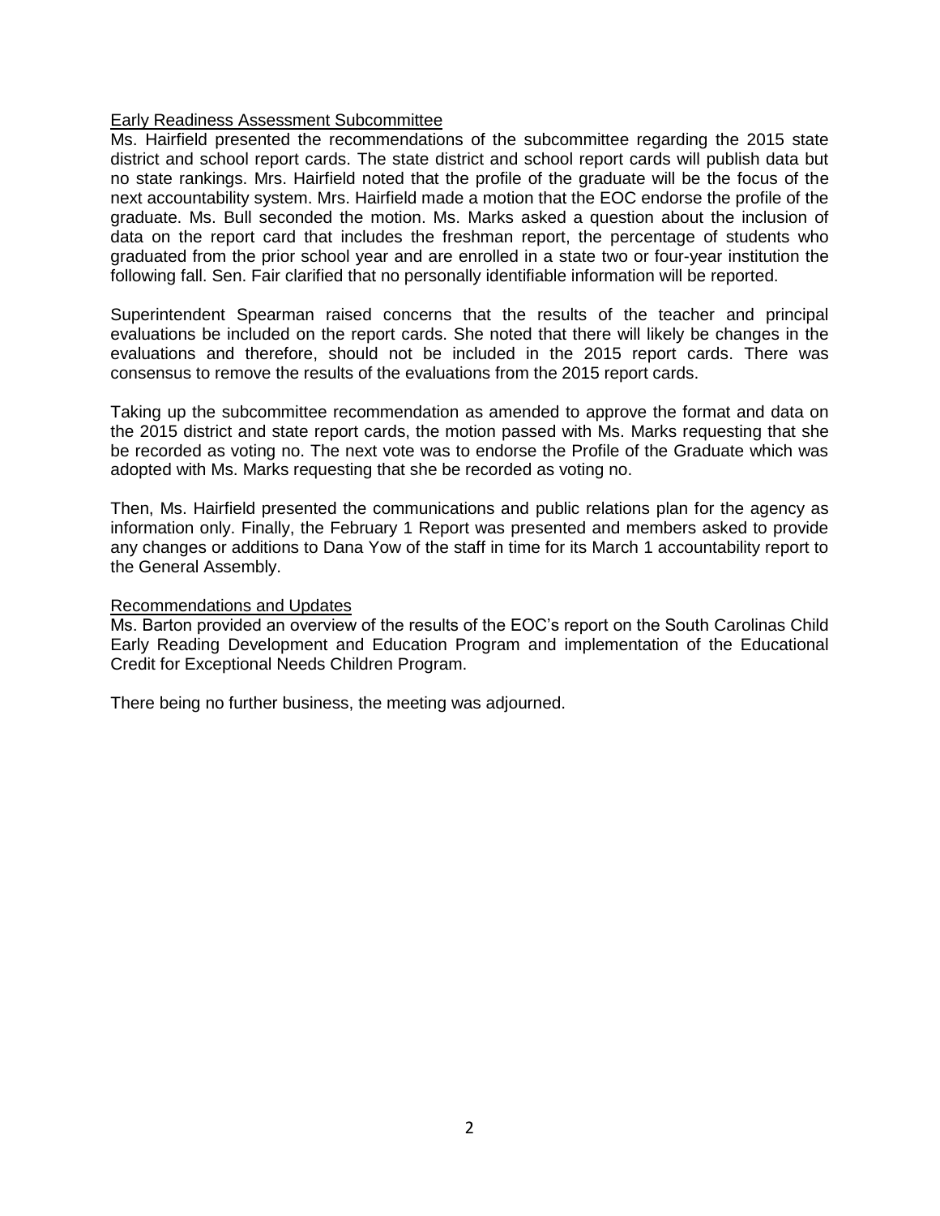<u>Early Readiness Assessment Subcommittee</u>

Ms. Hairfield presented the recommendations of the subcommittee regarding the 2015 state district and school report cards. The state district and school report cards will publish data but no state rankings. Mrs. Hairfield noted that the profile of the graduate will be the focus of the next accountability system. Mrs. Hairfield made a motion that the EOC endorse the profile of the graduate. Ms. Bull seconded the motion. Ms. Marks asked a question about the inclusion of data on the report card that includes the freshman report, the percentage of students who graduated from the prior school year and are enrolled in a state two or four-year institution the following fall. Sen. Fair clarified that no personally identifiable information will be reported.

Superintendent Spearman raised concerns that the results of the teacher and principal evaluations be included on the report cards. She noted that there will likely be changes in the evaluations and therefore, should not be included in the 2015 report cards. There was consensus to remove the results of the evaluations from the 2015 report cards.

Taking up the subcommittee recommendation as amended to approve the format and data on the 2015 district and state report cards, the motion passed with Ms. Marks requesting that she be recorded as voting no. The next vote was to endorse the Profile of the Graduate which was adopted with Ms. Marks requesting that she be recorded as voting no.

Then, Ms. Hairfield presented the communications and public relations plan for the agency as information only. Finally, the February 1 Report was presented and members asked to provide any changes or additions to Dana Yow of the staff in time for its March 1 accountability report to the General Assembly.

<u>Recommendations and Updates</u>

Ms. Barton provided an overview of the results of the EOC's report on the South Carolinas Child Early Reading Development and Education Program and implementation of the Educational Credit for Exceptional Needs Children Program.

There being no further business, the meeting was adjourned.